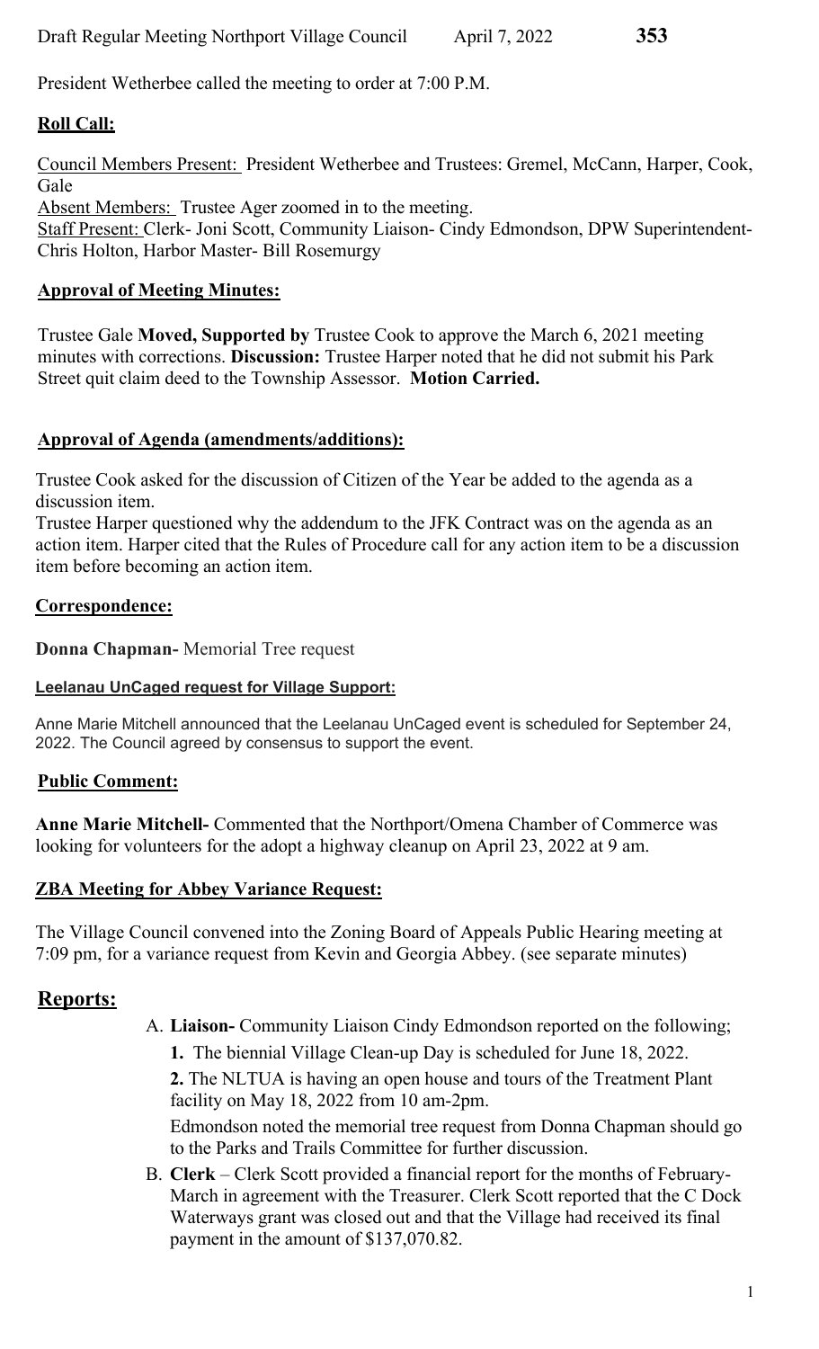President Wetherbee called the meeting to order at 7:00 P.M.

## Roll Call:

Council Members Present: President Wetherbee and Trustees: Gremel, McCann, Harper, Cook, Gale

Absent Members: Trustee Ager zoomed in to the meeting.

Staff Present: Clerk- Joni Scott, Community Liaison- Cindy Edmondson, DPW Superintendent- Chris Holton, Harbor Master- Bill Rosemurgy

## Approval of Meeting Minutes:

Trustee Gale **Moved, Supported by** Trustee Cook to approve the March 6, 2021 meeting minutes with corrections. **Discussion:** Trustee Harper noted that he did not submit his Park Street quit claim deed to the Township Assessor. **Motion Carried.**

## Approval of Agenda (amendments/additions):

Trustee Cook asked for the discussion of Citizen of the Year be added to the agenda as a discussion item.

Trustee Harper questioned why the addendum to the JFK Contract was on the agenda as an action item. Harper cited that the Rules of Procedure call for any action item to be a discussion item before becoming an action item.

## Correspondence:

**Donna Chapman-** Memorial Tree request

### Leelanau UnCaged request for Village Support:

Anne Marie Mitchell announced that the Leelanau UnCaged event is scheduled for September 24, 2022. The Council agreed by consensus to support the event.

## Public Comment:

**Anne Marie Mitchell-** Commented that the Northport/Omena Chamber of Commerce was looking for volunteers for the adopt a highway cleanup on April 23, 2022 at 9 am.

## ZBA Meeting for Abbey Variance Request:

The Village Council convened into the Zoning Board of Appeals Public Hearing meeting at 7:09 pm, for a variance request from Kevin and Georgia Abbey. (see separate minutes)

## Reports:

A. **Liaison-** Community Liaison Cindy Edmondson reported on the following;

**1.** The biennial Village Clean-up Day is scheduled for June 18, 2022.

**2.** The NLTUA is having an open house and tours of the Treatment Plant facility on May 18, 2022 from 10 am-2pm.

Edmondson noted the memorial tree request from Donna Chapman should go to the Parks and Trails Committee for further discussion.

B. **Clerk** – Clerk Scott provided a financial report for the months of February-March in agreement with the Treasurer. Clerk Scott reported that the C Dock Waterways grant was closed out and that the Village had received its final payment in the amount of $137,070.82.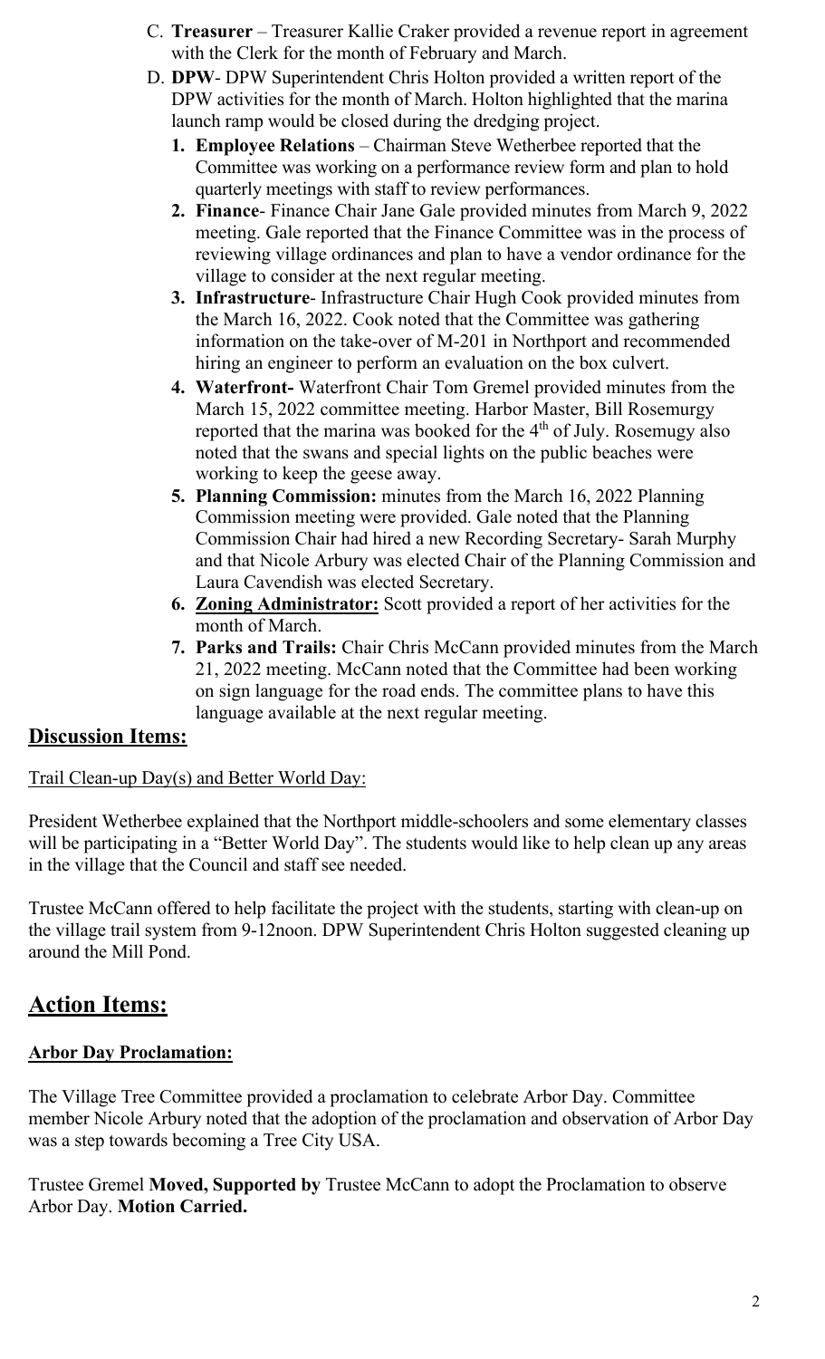C. **Treasurer** – Treasurer Kallie Craker provided a revenue report in agreement with the Clerk for the month of February and March.

D. **DPW**- DPW Superintendent Chris Holton provided a written report of the DPW activities for the month of March. Holton highlighted that the marina launch ramp would be closed during the dredging project.

1. **Employee Relations** – Chairman Steve Wetherbee reported that the Committee was working on a performance review form and plan to hold quarterly meetings with staff to review performances.
2. **Finance**- Finance Chair Jane Gale provided minutes from March 9, 2022 meeting. Gale reported that the Finance Committee was in the process of reviewing village ordinances and plan to have a vendor ordinance for the village to consider at the next regular meeting.
3. **Infrastructure**- Infrastructure Chair Hugh Cook provided minutes from the March 16, 2022. Cook noted that the Committee was gathering information on the take-over of M-201 in Northport and recommended hiring an engineer to perform an evaluation on the box culvert.
4. **Waterfront-** Waterfront Chair Tom Gremel provided minutes from the March 15, 2022 committee meeting. Harbor Master, Bill Rosemurgy reported that the marina was booked for the 4th of July. Rosemugy also noted that the swans and special lights on the public beaches were working to keep the geese away.
5. **Planning Commission:** minutes from the March 16, 2022 Planning Commission meeting were provided. Gale noted that the Planning Commission Chair had hired a new Recording Secretary- Sarah Murphy and that Nicole Arbury was elected Chair of the Planning Commission and Laura Cavendish was elected Secretary.
6. **Zoning Administrator:** Scott provided a report of her activities for the month of March.
7. **Parks and Trails:** Chair Chris McCann provided minutes from the March 21, 2022 meeting. McCann noted that the Committee had been working on sign language for the road ends. The committee plans to have this language available at the next regular meeting.

## Discussion Items:

Trail Clean-up Day(s) and Better World Day:

President Wetherbee explained that the Northport middle-schoolers and some elementary classes will be participating in a "Better World Day". The students would like to help clean up any areas in the village that the Council and staff see needed.

Trustee McCann offered to help facilitate the project with the students, starting with clean-up on the village trail system from 9-12noon. DPW Superintendent Chris Holton suggested cleaning up around the Mill Pond.

# Action Items:

### Arbor Day Proclamation:

The Village Tree Committee provided a proclamation to celebrate Arbor Day. Committee member Nicole Arbury noted that the adoption of the proclamation and observation of Arbor Day was a step towards becoming a Tree City USA.

Trustee Gremel **Moved, Supported by** Trustee McCann to adopt the Proclamation to observe Arbor Day. **Motion Carried.**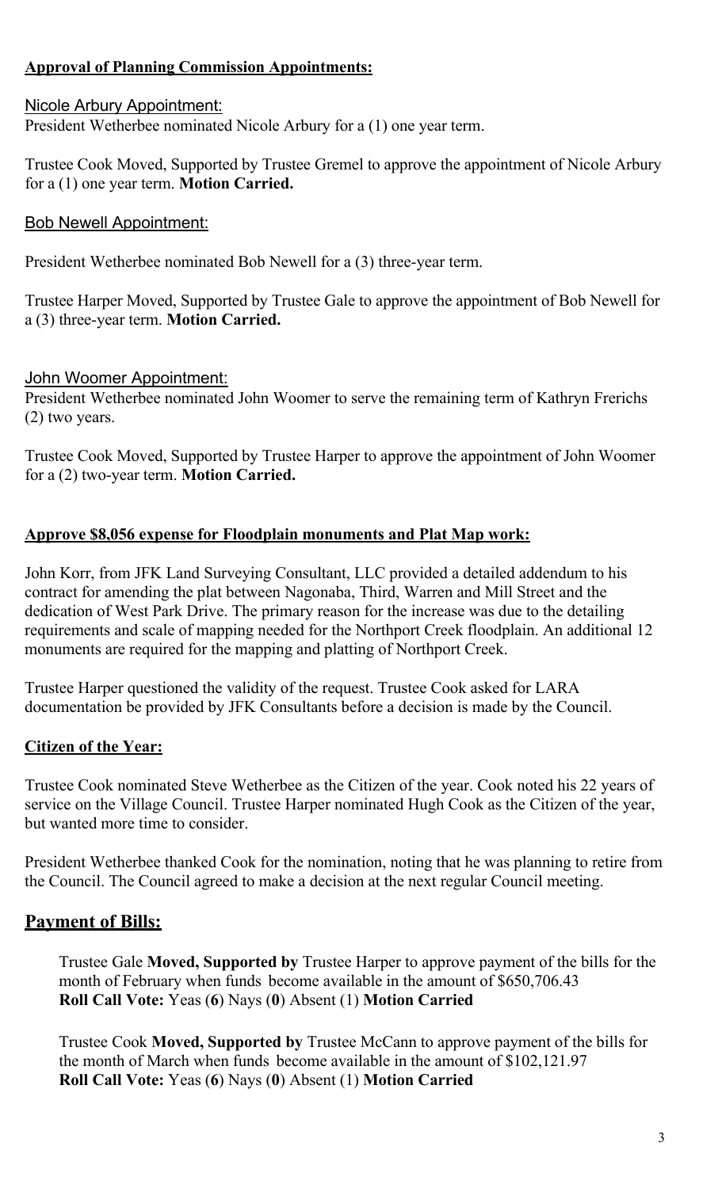**Approval of Planning Commission Appointments:**

Nicole Arbury Appointment:

President Wetherbee nominated Nicole Arbury for a (1) one year term.

Trustee Cook Moved, Supported by Trustee Gremel to approve the appointment of Nicole Arbury for a (1) one year term. **Motion Carried.**

Bob Newell Appointment:

President Wetherbee nominated Bob Newell for a (3) three-year term.

Trustee Harper Moved, Supported by Trustee Gale to approve the appointment of Bob Newell for a (3) three-year term. **Motion Carried.**

John Woomer Appointment:

President Wetherbee nominated John Woomer to serve the remaining term of Kathryn Frerichs (2) two years.

Trustee Cook Moved, Supported by Trustee Harper to approve the appointment of John Woomer for a (2) two-year term. **Motion Carried.**

**Approve $8,056 expense for Floodplain monuments and Plat Map work:**

John Korr, from JFK Land Surveying Consultant, LLC provided a detailed addendum to his contract for amending the plat between Nagonaba, Third, Warren and Mill Street and the dedication of West Park Drive. The primary reason for the increase was due to the detailing requirements and scale of mapping needed for the Northport Creek floodplain. An additional 12 monuments are required for the mapping and platting of Northport Creek.

Trustee Harper questioned the validity of the request. Trustee Cook asked for LARA documentation be provided by JFK Consultants before a decision is made by the Council.

**Citizen of the Year:**

Trustee Cook nominated Steve Wetherbee as the Citizen of the year. Cook noted his 22 years of service on the Village Council. Trustee Harper nominated Hugh Cook as the Citizen of the year, but wanted more time to consider.

President Wetherbee thanked Cook for the nomination, noting that he was planning to retire from the Council. The Council agreed to make a decision at the next regular Council meeting.

## Payment of Bills:

Trustee Gale **Moved, Supported by** Trustee Harper to approve payment of the bills for the month of February when funds become available in the amount of $650,706.43
**Roll Call Vote:** Yeas (**6**) Nays (**0**) Absent (1) **Motion Carried**

Trustee Cook **Moved, Supported by** Trustee McCann to approve payment of the bills for the month of March when funds become available in the amount of $102,121.97
**Roll Call Vote:** Yeas (**6**) Nays (**0**) Absent (1) **Motion Carried**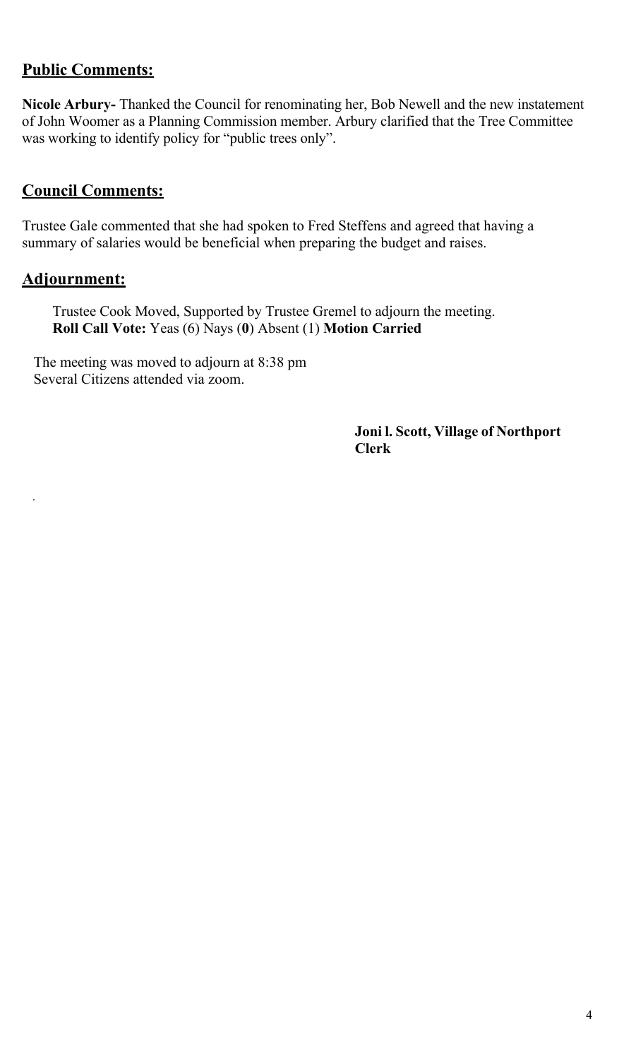## Public Comments:

**Nicole Arbury-** Thanked the Council for renominating her, Bob Newell and the new instatement of John Woomer as a Planning Commission member. Arbury clarified that the Tree Committee was working to identify policy for "public trees only".

## Council Comments:

Trustee Gale commented that she had spoken to Fred Steffens and agreed that having a summary of salaries would be beneficial when preparing the budget and raises.

## Adjournment:

Trustee Cook Moved, Supported by Trustee Gremel to adjourn the meeting.
**Roll Call Vote:** Yeas (6) Nays (**0**) Absent (1) **Motion Carried**

The meeting was moved to adjourn at 8:38 pm
Several Citizens attended via zoom.

**Joni l. Scott, Village of Northport Clerk**